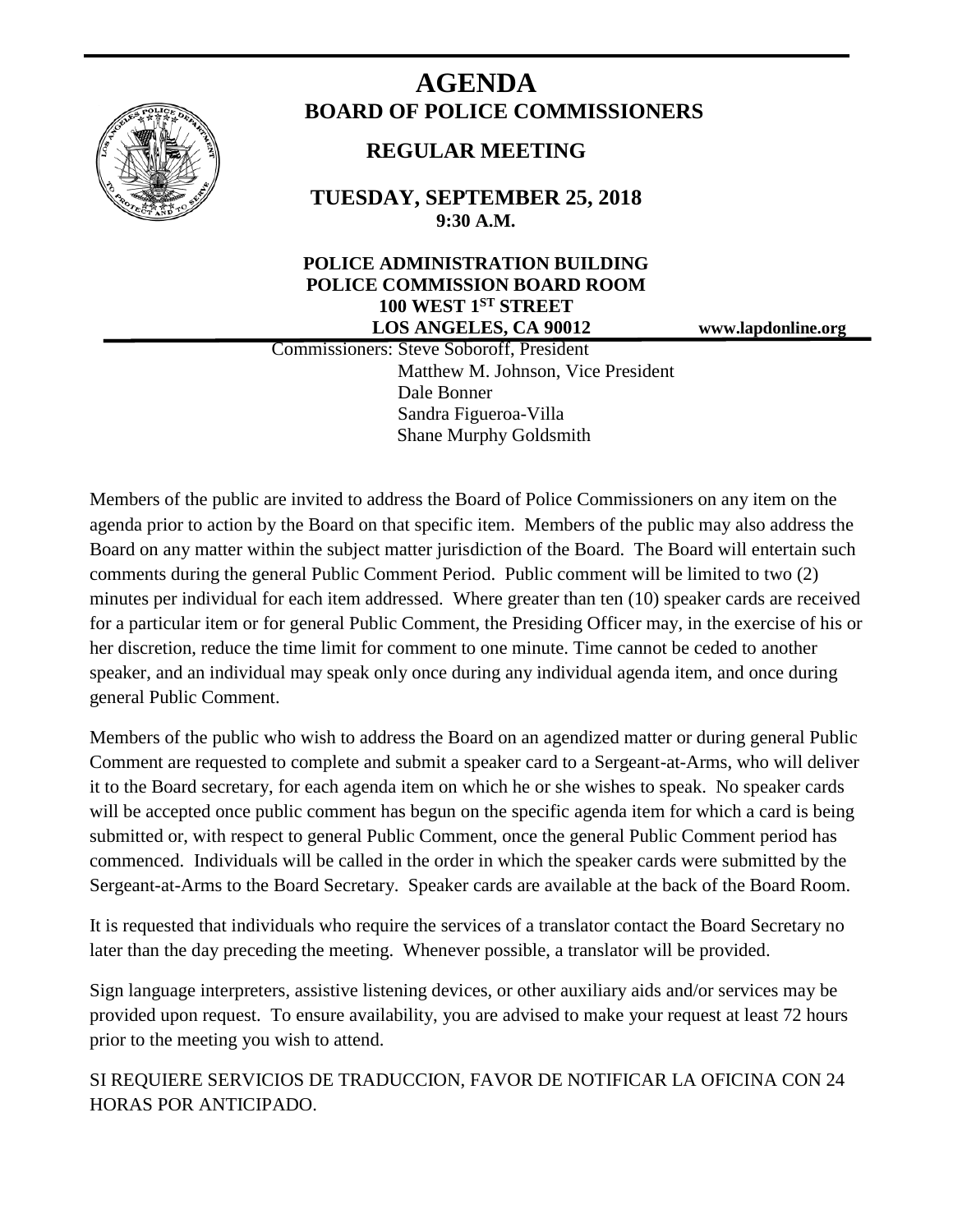# AGENDA

## BOARD OF POLICE COMMISSIONERS

## REGULAR MEETING

### TUESDAY, SEPTEMBER 25, 2018
**9:30 A.M.**

**POLICE ADMINISTRATION BUILDING**
**POLICE COMMISSION BOARD ROOM**
**100 WEST 1ST STREET**
**LOS ANGELES, CA 90012**

**www.lapdonline.org**

Commissioners: Steve Soboroff, President
Matthew M. Johnson, Vice President
Dale Bonner
Sandra Figueroa-Villa
Shane Murphy Goldsmith

Members of the public are invited to address the Board of Police Commissioners on any item on the agenda prior to action by the Board on that specific item. Members of the public may also address the Board on any matter within the subject matter jurisdiction of the Board. The Board will entertain such comments during the general Public Comment Period. Public comment will be limited to two (2) minutes per individual for each item addressed. Where greater than ten (10) speaker cards are received for a particular item or for general Public Comment, the Presiding Officer may, in the exercise of his or her discretion, reduce the time limit for comment to one minute. Time cannot be ceded to another speaker, and an individual may speak only once during any individual agenda item, and once during general Public Comment.

Members of the public who wish to address the Board on an agendized matter or during general Public Comment are requested to complete and submit a speaker card to a Sergeant-at-Arms, who will deliver it to the Board secretary, for each agenda item on which he or she wishes to speak. No speaker cards will be accepted once public comment has begun on the specific agenda item for which a card is being submitted or, with respect to general Public Comment, once the general Public Comment period has commenced. Individuals will be called in the order in which the speaker cards were submitted by the Sergeant-at-Arms to the Board Secretary. Speaker cards are available at the back of the Board Room.

It is requested that individuals who require the services of a translator contact the Board Secretary no later than the day preceding the meeting. Whenever possible, a translator will be provided.

Sign language interpreters, assistive listening devices, or other auxiliary aids and/or services may be provided upon request. To ensure availability, you are advised to make your request at least 72 hours prior to the meeting you wish to attend.

SI REQUIERE SERVICIOS DE TRADUCCION, FAVOR DE NOTIFICAR LA OFICINA CON 24 HORAS POR ANTICIPADO.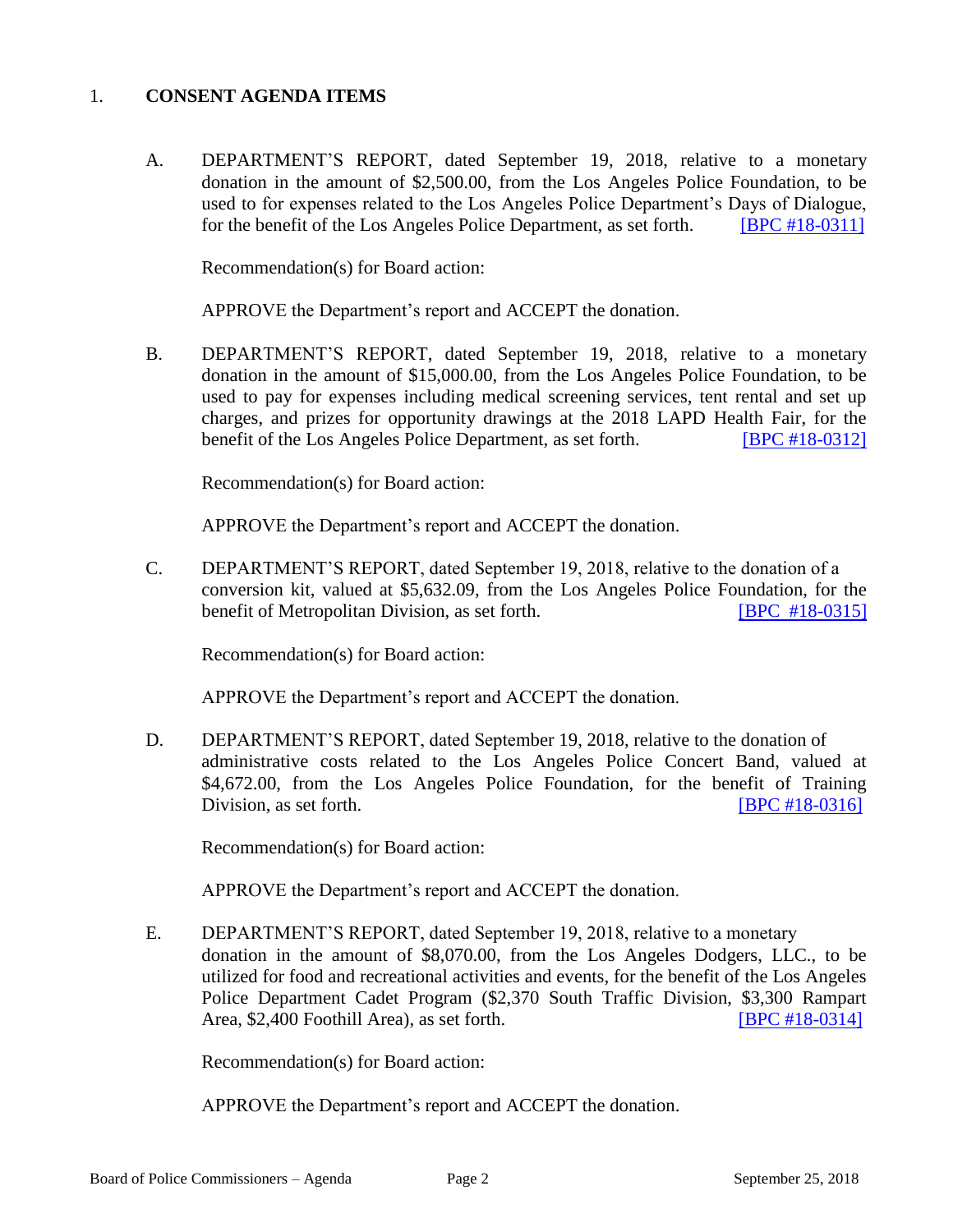1. **CONSENT AGENDA ITEMS**

A. DEPARTMENT'S REPORT, dated September 19, 2018, relative to a monetary donation in the amount of $2,500.00, from the Los Angeles Police Foundation, to be used to for expenses related to the Los Angeles Police Department's Days of Dialogue, for the benefit of the Los Angeles Police Department, as set forth. [BPC #18-0311]

Recommendation(s) for Board action:

APPROVE the Department's report and ACCEPT the donation.

B. DEPARTMENT'S REPORT, dated September 19, 2018, relative to a monetary donation in the amount of $15,000.00, from the Los Angeles Police Foundation, to be used to pay for expenses including medical screening services, tent rental and set up charges, and prizes for opportunity drawings at the 2018 LAPD Health Fair, for the benefit of the Los Angeles Police Department, as set forth. [BPC #18-0312]

Recommendation(s) for Board action:

APPROVE the Department's report and ACCEPT the donation.

C. DEPARTMENT'S REPORT, dated September 19, 2018, relative to the donation of a conversion kit, valued at $5,632.09, from the Los Angeles Police Foundation, for the benefit of Metropolitan Division, as set forth. [BPC #18-0315]

Recommendation(s) for Board action:

APPROVE the Department's report and ACCEPT the donation.

D. DEPARTMENT'S REPORT, dated September 19, 2018, relative to the donation of administrative costs related to the Los Angeles Police Concert Band, valued at $4,672.00, from the Los Angeles Police Foundation, for the benefit of Training Division, as set forth. [BPC #18-0316]

Recommendation(s) for Board action:

APPROVE the Department's report and ACCEPT the donation.

E. DEPARTMENT'S REPORT, dated September 19, 2018, relative to a monetary donation in the amount of $8,070.00, from the Los Angeles Dodgers, LLC., to be utilized for food and recreational activities and events, for the benefit of the Los Angeles Police Department Cadet Program ($2,370 South Traffic Division, $3,300 Rampart Area, $2,400 Foothill Area), as set forth. [BPC #18-0314]

Recommendation(s) for Board action:

APPROVE the Department's report and ACCEPT the donation.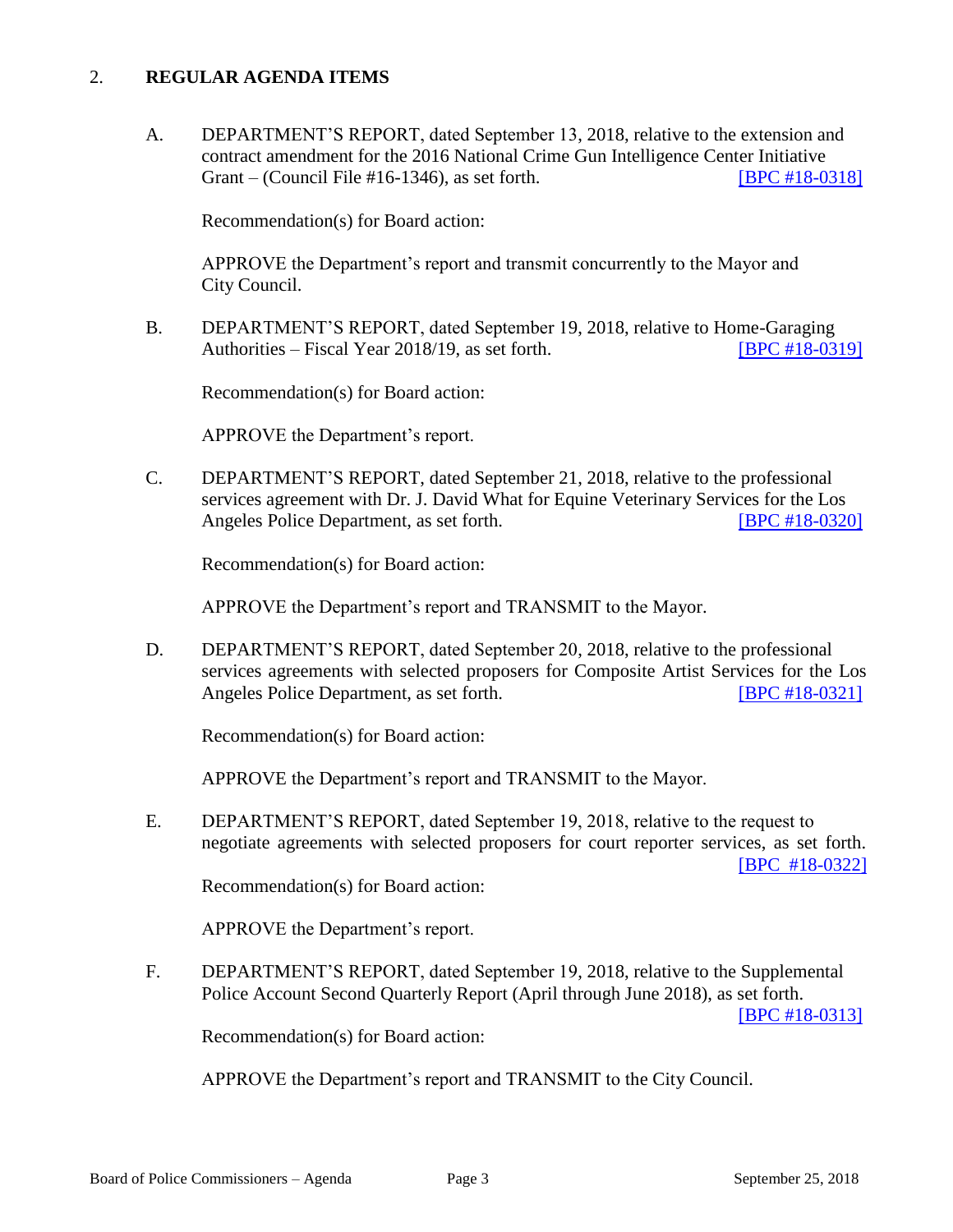## 2. REGULAR AGENDA ITEMS

A. DEPARTMENT'S REPORT, dated September 13, 2018, relative to the extension and contract amendment for the 2016 National Crime Gun Intelligence Center Initiative Grant – (Council File #16-1346), as set forth. [BPC #18-0318]

Recommendation(s) for Board action:

APPROVE the Department's report and transmit concurrently to the Mayor and City Council.

B. DEPARTMENT'S REPORT, dated September 19, 2018, relative to Home-Garaging Authorities – Fiscal Year 2018/19, as set forth. [BPC #18-0319]

Recommendation(s) for Board action:

APPROVE the Department's report.

C. DEPARTMENT'S REPORT, dated September 21, 2018, relative to the professional services agreement with Dr. J. David What for Equine Veterinary Services for the Los Angeles Police Department, as set forth. [BPC #18-0320]

Recommendation(s) for Board action:

APPROVE the Department's report and TRANSMIT to the Mayor.

D. DEPARTMENT'S REPORT, dated September 20, 2018, relative to the professional services agreements with selected proposers for Composite Artist Services for the Los Angeles Police Department, as set forth. [BPC #18-0321]

Recommendation(s) for Board action:

APPROVE the Department's report and TRANSMIT to the Mayor.

E. DEPARTMENT'S REPORT, dated September 19, 2018, relative to the request to negotiate agreements with selected proposers for court reporter services, as set forth. [BPC #18-0322]

Recommendation(s) for Board action:

APPROVE the Department's report.

F. DEPARTMENT'S REPORT, dated September 19, 2018, relative to the Supplemental Police Account Second Quarterly Report (April through June 2018), as set forth. [BPC #18-0313]

Recommendation(s) for Board action:

APPROVE the Department's report and TRANSMIT to the City Council.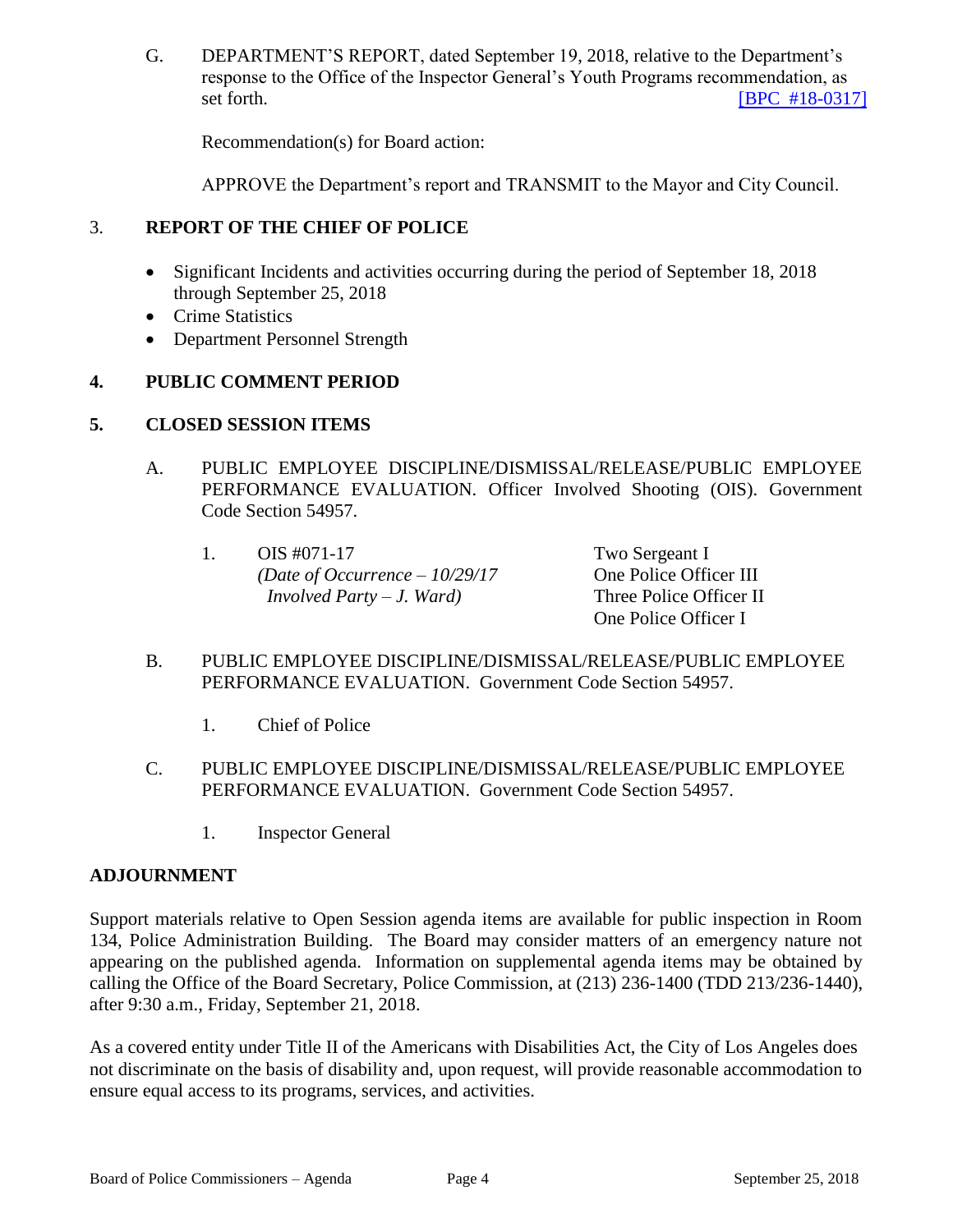G. DEPARTMENT'S REPORT, dated September 19, 2018, relative to the Department's response to the Office of the Inspector General's Youth Programs recommendation, as set forth. [BPC #18-0317]

Recommendation(s) for Board action:

APPROVE the Department's report and TRANSMIT to the Mayor and City Council.

3. **REPORT OF THE CHIEF OF POLICE**

- Significant Incidents and activities occurring during the period of September 18, 2018 through September 25, 2018
- Crime Statistics
- Department Personnel Strength

**4. PUBLIC COMMENT PERIOD**

**5. CLOSED SESSION ITEMS**

A. PUBLIC EMPLOYEE DISCIPLINE/DISMISSAL/RELEASE/PUBLIC EMPLOYEE PERFORMANCE EVALUATION. Officer Involved Shooting (OIS). Government Code Section 54957.

1. OIS #071-17
   *(Date of Occurrence – 10/29/17*
   *Involved Party – J. Ward)*

   Two Sergeant I
   One Police Officer III
   Three Police Officer II
   One Police Officer I

B. PUBLIC EMPLOYEE DISCIPLINE/DISMISSAL/RELEASE/PUBLIC EMPLOYEE PERFORMANCE EVALUATION. Government Code Section 54957.

1. Chief of Police

C. PUBLIC EMPLOYEE DISCIPLINE/DISMISSAL/RELEASE/PUBLIC EMPLOYEE PERFORMANCE EVALUATION. Government Code Section 54957.

1. Inspector General

**ADJOURNMENT**

Support materials relative to Open Session agenda items are available for public inspection in Room 134, Police Administration Building. The Board may consider matters of an emergency nature not appearing on the published agenda. Information on supplemental agenda items may be obtained by calling the Office of the Board Secretary, Police Commission, at (213) 236-1400 (TDD 213/236-1440), after 9:30 a.m., Friday, September 21, 2018.

As a covered entity under Title II of the Americans with Disabilities Act, the City of Los Angeles does not discriminate on the basis of disability and, upon request, will provide reasonable accommodation to ensure equal access to its programs, services, and activities.